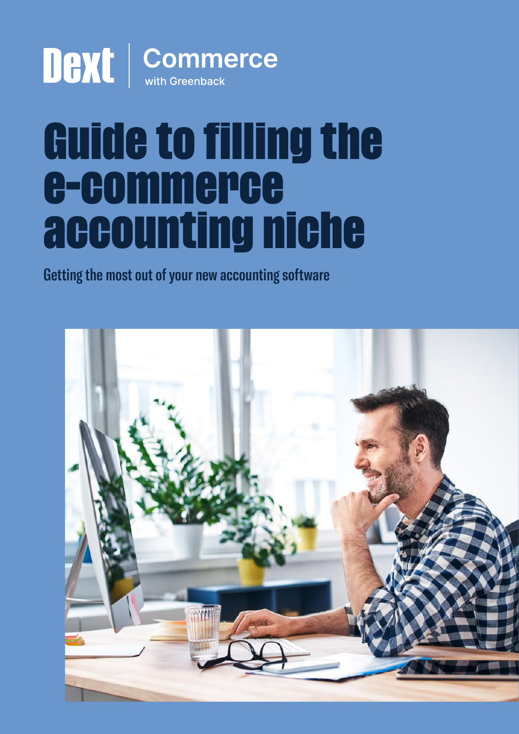Dext | Commerce with Greenback

# Guide to filling the e-commerce accounting niche

Getting the most out of your new accounting software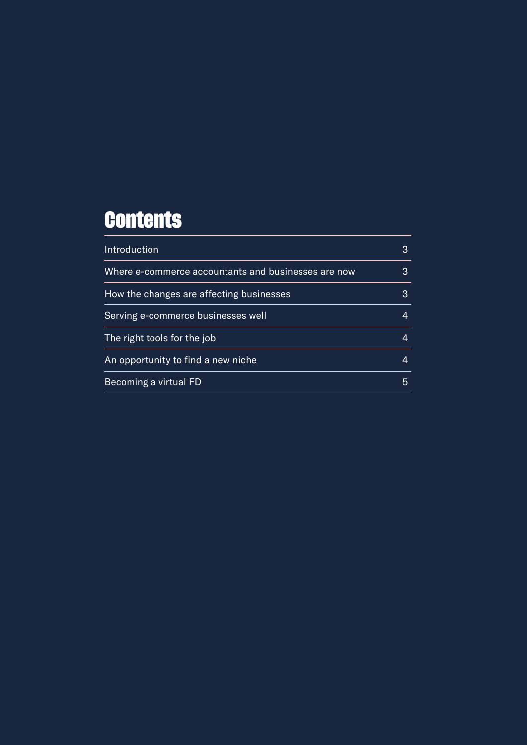# Contents

| | |
|---|---|
| Introduction | 3 |
| Where e-commerce accountants and businesses are now | 3 |
| How the changes are affecting businesses | 3 |
| Serving e-commerce businesses well | 4 |
| The right tools for the job | 4 |
| An opportunity to find a new niche | 4 |
| Becoming a virtual FD | 5 |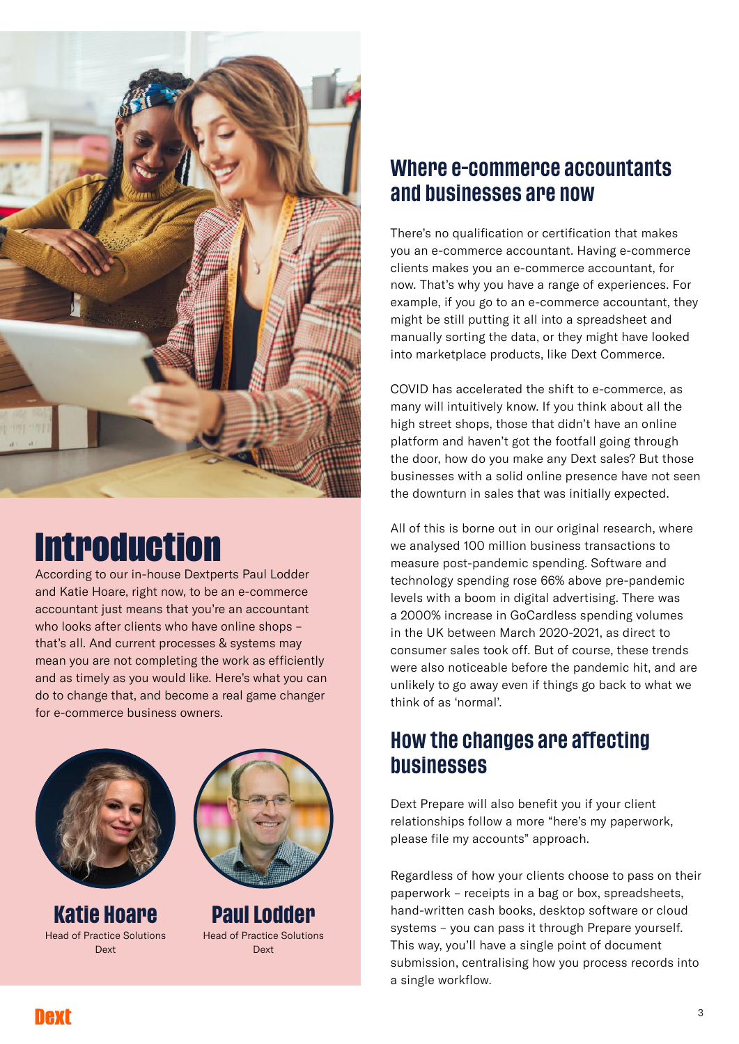# Introduction

According to our in-house Dextperts Paul Lodder and Katie Hoare, right now, to be an e-commerce accountant just means that you're an accountant who looks after clients who have online shops – that's all. And current processes & systems may mean you are not completing the work as efficiently and as timely as you would like. Here's what you can do to change that, and become a real game changer for e-commerce business owners.

**Katie Hoare**
Head of Practice Solutions
Dext

**Paul Lodder**
Head of Practice Solutions
Dext

## Where e-commerce accountants and businesses are now

There's no qualification or certification that makes you an e-commerce accountant. Having e-commerce clients makes you an e-commerce accountant, for now. That's why you have a range of experiences. For example, if you go to an e-commerce accountant, they might be still putting it all into a spreadsheet and manually sorting the data, or they might have looked into marketplace products, like Dext Commerce.

COVID has accelerated the shift to e-commerce, as many will intuitively know. If you think about all the high street shops, those that didn't have an online platform and haven't got the footfall going through the door, how do you make any Dext sales? But those businesses with a solid online presence have not seen the downturn in sales that was initially expected.

All of this is borne out in our original research, where we analysed 100 million business transactions to measure post-pandemic spending. Software and technology spending rose 66% above pre-pandemic levels with a boom in digital advertising. There was a 2000% increase in GoCardless spending volumes in the UK between March 2020-2021, as direct to consumer sales took off. But of course, these trends were also noticeable before the pandemic hit, and are unlikely to go away even if things go back to what we think of as 'normal'.

## How the changes are affecting businesses

Dext Prepare will also benefit you if your client relationships follow a more "here's my paperwork, please file my accounts" approach.

Regardless of how your clients choose to pass on their paperwork – receipts in a bag or box, spreadsheets, hand-written cash books, desktop software or cloud systems – you can pass it through Prepare yourself. This way, you'll have a single point of document submission, centralising how you process records into a single workflow.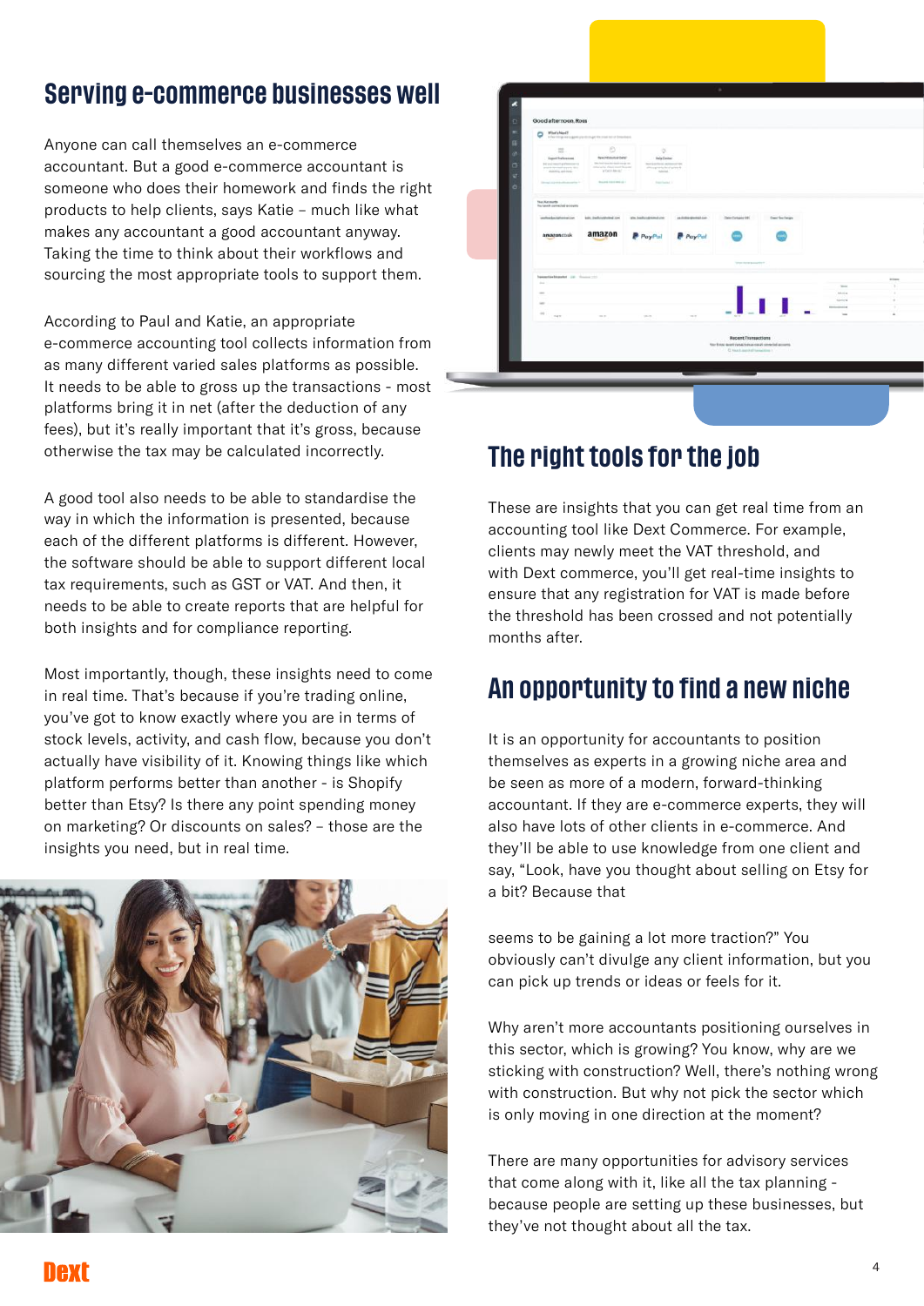## Serving e-commerce businesses well

Anyone can call themselves an e-commerce accountant. But a good e-commerce accountant is someone who does their homework and finds the right products to help clients, says Katie – much like what makes any accountant a good accountant anyway. Taking the time to think about their workflows and sourcing the most appropriate tools to support them.

According to Paul and Katie, an appropriate e-commerce accounting tool collects information from as many different varied sales platforms as possible. It needs to be able to gross up the transactions - most platforms bring it in net (after the deduction of any fees), but it's really important that it's gross, because otherwise the tax may be calculated incorrectly.

A good tool also needs to be able to standardise the way in which the information is presented, because each of the different platforms is different. However, the software should be able to support different local tax requirements, such as GST or VAT. And then, it needs to be able to create reports that are helpful for both insights and for compliance reporting.

Most importantly, though, these insights need to come in real time. That's because if you're trading online, you've got to know exactly where you are in terms of stock levels, activity, and cash flow, because you don't actually have visibility of it. Knowing things like which platform performs better than another - is Shopify better than Etsy? Is there any point spending money on marketing? Or discounts on sales? – those are the insights you need, but in real time.

## The right tools for the job

These are insights that you can get real time from an accounting tool like Dext Commerce. For example, clients may newly meet the VAT threshold, and with Dext commerce, you'll get real-time insights to ensure that any registration for VAT is made before the threshold has been crossed and not potentially months after.

## An opportunity to find a new niche

It is an opportunity for accountants to position themselves as experts in a growing niche area and be seen as more of a modern, forward-thinking accountant. If they are e-commerce experts, they will also have lots of other clients in e-commerce. And they'll be able to use knowledge from one client and say, "Look, have you thought about selling on Etsy for a bit? Because that seems to be gaining a lot more traction?" You obviously can't divulge any client information, but you can pick up trends or ideas or feels for it.

Why aren't more accountants positioning ourselves in this sector, which is growing? You know, why are we sticking with construction? Well, there's nothing wrong with construction. But why not pick the sector which is only moving in one direction at the moment?

There are many opportunities for advisory services that come along with it, like all the tax planning - because people are setting up these businesses, but they've not thought about all the tax.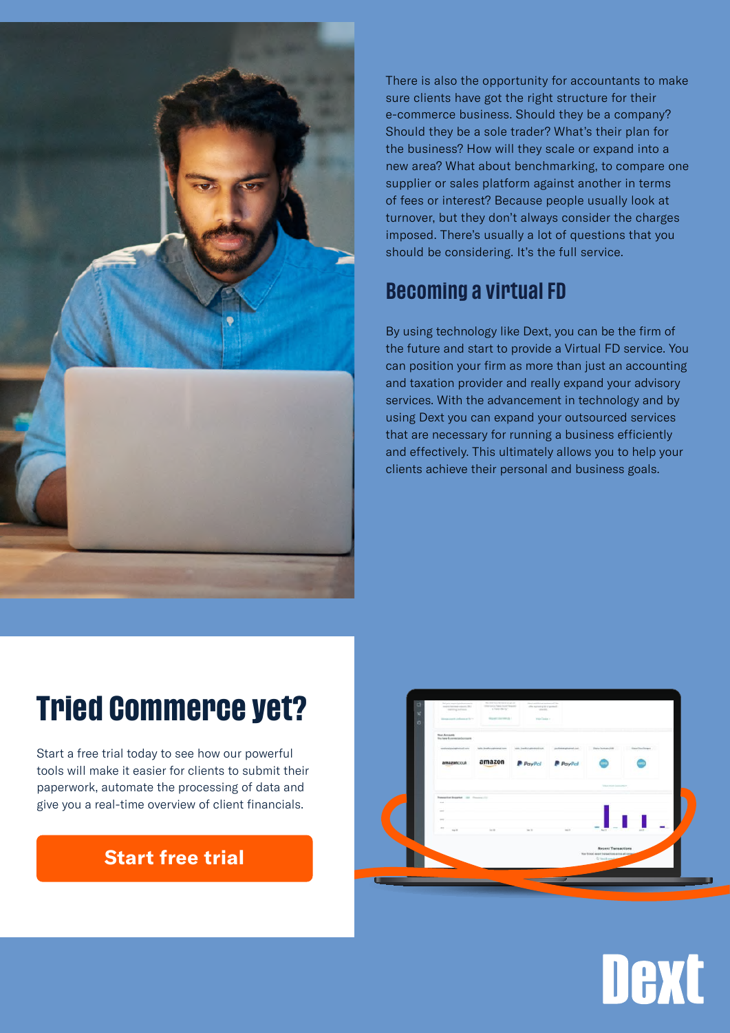There is also the opportunity for accountants to make sure clients have got the right structure for their e-commerce business. Should they be a company? Should they be a sole trader? What's their plan for the business? How will they scale or expand into a new area? What about benchmarking, to compare one supplier or sales platform against another in terms of fees or interest? Because people usually look at turnover, but they don't always consider the charges imposed. There's usually a lot of questions that you should be considering. It's the full service.

## Becoming a virtual FD

By using technology like Dext, you can be the firm of the future and start to provide a Virtual FD service. You can position your firm as more than just an accounting and taxation provider and really expand your advisory services. With the advancement in technology and by using Dext you can expand your outsourced services that are necessary for running a business efficiently and effectively. This ultimately allows you to help your clients achieve their personal and business goals.

## Tried Commerce yet?

Start a free trial today to see how our powerful tools will make it easier for clients to submit their paperwork, automate the processing of data and give you a real-time overview of client financials.

**Start free trial**

Dext